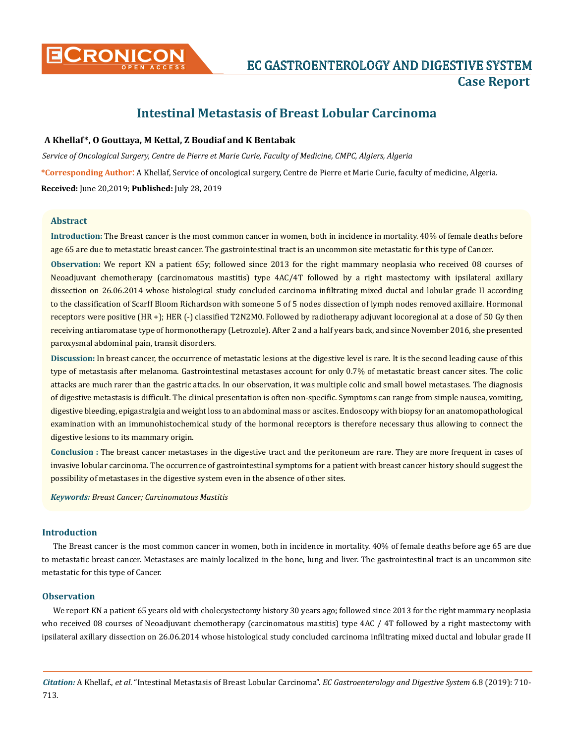# Intestinal Metastasis of Breast Lobular Carcinoma

**A Khellaf\*, O Gouttaya, M Kettal, Z Boudiaf and K Bentabak**

*Service of Oncological Surgery, Centre de Pierre et Marie Curie, Faculty of Medicine, CMPC, Algiers, Algeria*

**\*Corresponding Author:** A Khellaf, Service of oncological surgery, Centre de Pierre et Marie Curie, faculty of medicine, Algeria.

**Received:** June 20,2019; **Published:** July 28, 2019

## Abstract

**Introduction:** The Breast cancer is the most common cancer in women, both in incidence in mortality. 40% of female deaths before age 65 are due to metastatic breast cancer. The gastrointestinal tract is an uncommon site metastatic for this type of Cancer.

**Observation:** We report KN a patient 65y; followed since 2013 for the right mammary neoplasia who received 08 courses of Neoadjuvant chemotherapy (carcinomatous mastitis) type 4AC/4T followed by a right mastectomy with ipsilateral axillary dissection on 26.06.2014 whose histological study concluded carcinoma infiltrating mixed ductal and lobular grade II according to the classification of Scarff Bloom Richardson with someone 5 of 5 nodes dissection of lymph nodes removed axillaire. Hormonal receptors were positive (HR +); HER (-) classified T2N2M0. Followed by radiotherapy adjuvant locoregional at a dose of 50 Gy then receiving antiaromatase type of hormonotherapy (Letrozole). After 2 and a half years back, and since November 2016, she presented paroxysmal abdominal pain, transit disorders.

**Discussion:** In breast cancer, the occurrence of metastatic lesions at the digestive level is rare. It is the second leading cause of this type of metastasis after melanoma. Gastrointestinal metastases account for only 0.7% of metastatic breast cancer sites. The colic attacks are much rarer than the gastric attacks. In our observation, it was multiple colic and small bowel metastases. The diagnosis of digestive metastasis is difficult. The clinical presentation is often non-specific. Symptoms can range from simple nausea, vomiting, digestive bleeding, epigastralgia and weight loss to an abdominal mass or ascites. Endoscopy with biopsy for an anatomopathological examination with an immunohistochemical study of the hormonal receptors is therefore necessary thus allowing to connect the digestive lesions to its mammary origin.

**Conclusion :** The breast cancer metastases in the digestive tract and the peritoneum are rare. They are more frequent in cases of invasive lobular carcinoma. The occurrence of gastrointestinal symptoms for a patient with breast cancer history should suggest the possibility of metastases in the digestive system even in the absence of other sites.

***Keywords:*** *Breast Cancer; Carcinomatous Mastitis*

## Introduction

The Breast cancer is the most common cancer in women, both in incidence in mortality. 40% of female deaths before age 65 are due to metastatic breast cancer. Metastases are mainly localized in the bone, lung and liver. The gastrointestinal tract is an uncommon site metastatic for this type of Cancer.

## Observation

We report KN a patient 65 years old with cholecystectomy history 30 years ago; followed since 2013 for the right mammary neoplasia who received 08 courses of Neoadjuvant chemotherapy (carcinomatous mastitis) type 4AC / 4T followed by a right mastectomy with ipsilateral axillary dissection on 26.06.2014 whose histological study concluded carcinoma infiltrating mixed ductal and lobular grade II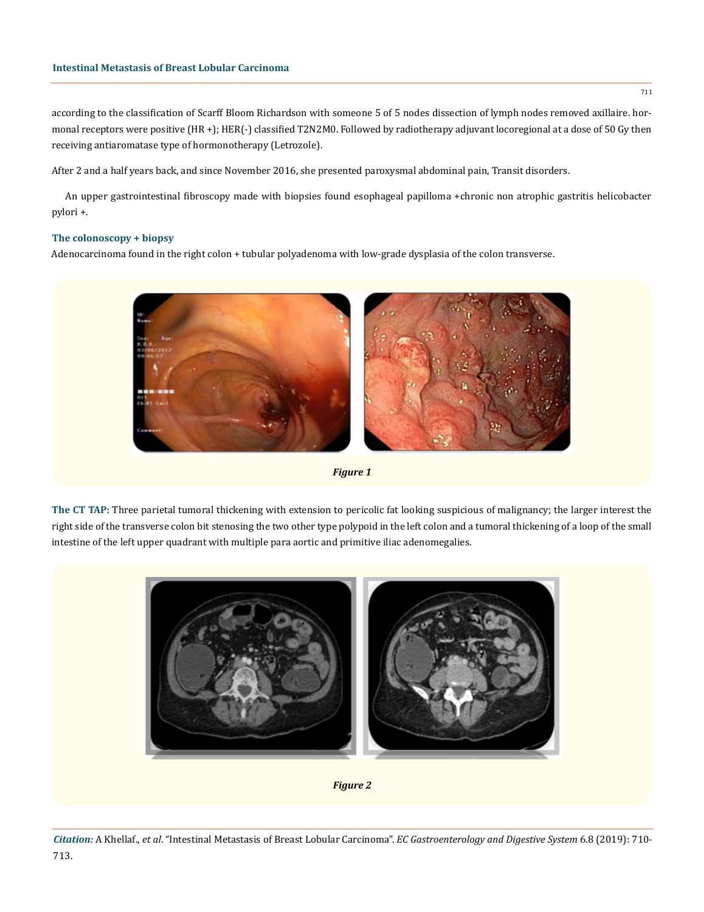according to the classification of Scarff Bloom Richardson with someone 5 of 5 nodes dissection of lymph nodes removed axillaire. hormonal receptors were positive (HR +); HER(-) classified T2N2M0. Followed by radiotherapy adjuvant locoregional at a dose of 50 Gy then receiving antiaromatase type of hormonotherapy (Letrozole).

After 2 and a half years back, and since November 2016, she presented paroxysmal abdominal pain, Transit disorders.

An upper gastrointestinal fibroscopy made with biopsies found esophageal papilloma +chronic non atrophic gastritis helicobacter pylori +.

### The colonoscopy + biopsy

Adenocarcinoma found in the right colon + tubular polyadenoma with low-grade dysplasia of the colon transverse.

*Figure 1*

**The CT TAP:** Three parietal tumoral thickening with extension to pericolic fat looking suspicious of malignancy; the larger interest the right side of the transverse colon bit stenosing the two other type polypoid in the left colon and a tumoral thickening of a loop of the small intestine of the left upper quadrant with multiple para aortic and primitive iliac adenomegalies.

*Figure 2*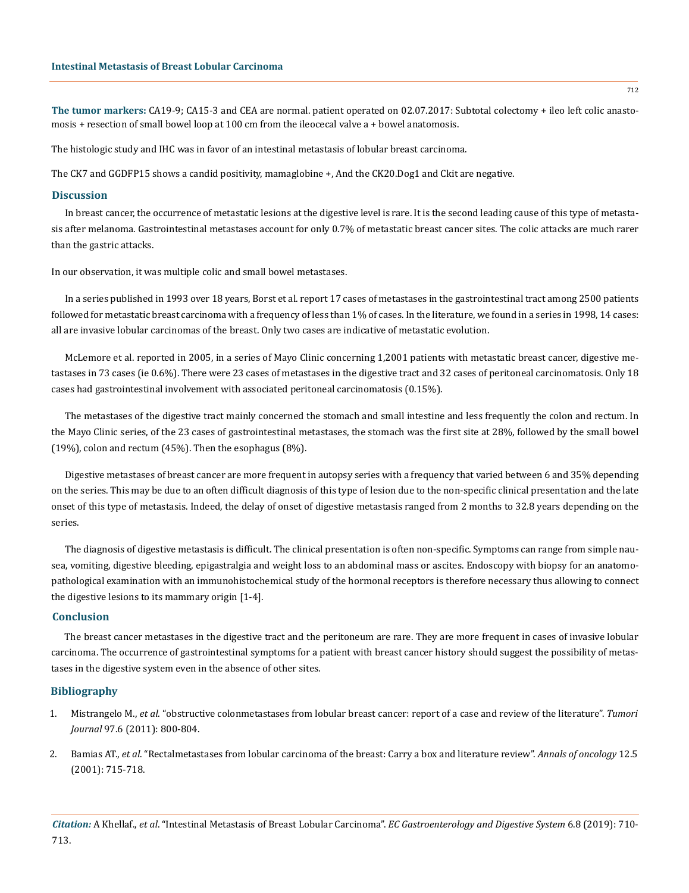**The tumor markers:** CA19-9; CA15-3 and CEA are normal. patient operated on 02.07.2017: Subtotal colectomy + ileo left colic anastomosis + resection of small bowel loop at 100 cm from the ileocecal valve a + bowel anatomosis.

The histologic study and IHC was in favor of an intestinal metastasis of lobular breast carcinoma.

The CK7 and GGDFP15 shows a candid positivity, mamaglobine +, And the CK20.Dog1 and Ckit are negative.

## Discussion

In breast cancer, the occurrence of metastatic lesions at the digestive level is rare. It is the second leading cause of this type of metastasis after melanoma. Gastrointestinal metastases account for only 0.7% of metastatic breast cancer sites. The colic attacks are much rarer than the gastric attacks.

In our observation, it was multiple colic and small bowel metastases.

In a series published in 1993 over 18 years, Borst et al. report 17 cases of metastases in the gastrointestinal tract among 2500 patients followed for metastatic breast carcinoma with a frequency of less than 1% of cases. In the literature, we found in a series in 1998, 14 cases: all are invasive lobular carcinomas of the breast. Only two cases are indicative of metastatic evolution.

McLemore et al. reported in 2005, in a series of Mayo Clinic concerning 1,2001 patients with metastatic breast cancer, digestive metastases in 73 cases (ie 0.6%). There were 23 cases of metastases in the digestive tract and 32 cases of peritoneal carcinomatosis. Only 18 cases had gastrointestinal involvement with associated peritoneal carcinomatosis (0.15%).

The metastases of the digestive tract mainly concerned the stomach and small intestine and less frequently the colon and rectum. In the Mayo Clinic series, of the 23 cases of gastrointestinal metastases, the stomach was the first site at 28%, followed by the small bowel (19%), colon and rectum (45%). Then the esophagus (8%).

Digestive metastases of breast cancer are more frequent in autopsy series with a frequency that varied between 6 and 35% depending on the series. This may be due to an often difficult diagnosis of this type of lesion due to the non-specific clinical presentation and the late onset of this type of metastasis. Indeed, the delay of onset of digestive metastasis ranged from 2 months to 32.8 years depending on the series.

The diagnosis of digestive metastasis is difficult. The clinical presentation is often non-specific. Symptoms can range from simple nausea, vomiting, digestive bleeding, epigastralgia and weight loss to an abdominal mass or ascites. Endoscopy with biopsy for an anatomopathological examination with an immunohistochemical study of the hormonal receptors is therefore necessary thus allowing to connect the digestive lesions to its mammary origin [1-4].

## Conclusion

The breast cancer metastases in the digestive tract and the peritoneum are rare. They are more frequent in cases of invasive lobular carcinoma. The occurrence of gastrointestinal symptoms for a patient with breast cancer history should suggest the possibility of metastases in the digestive system even in the absence of other sites.

## Bibliography

1. Mistrangelo M., *et al*. "obstructive colonmetastases from lobular breast cancer: report of a case and review of the literature". *Tumori Journal* 97.6 (2011): 800-804.
2. Bamias AT., *et al*. "Rectalmetastases from lobular carcinoma of the breast: Carry a box and literature review". *Annals of oncology* 12.5 (2001): 715-718.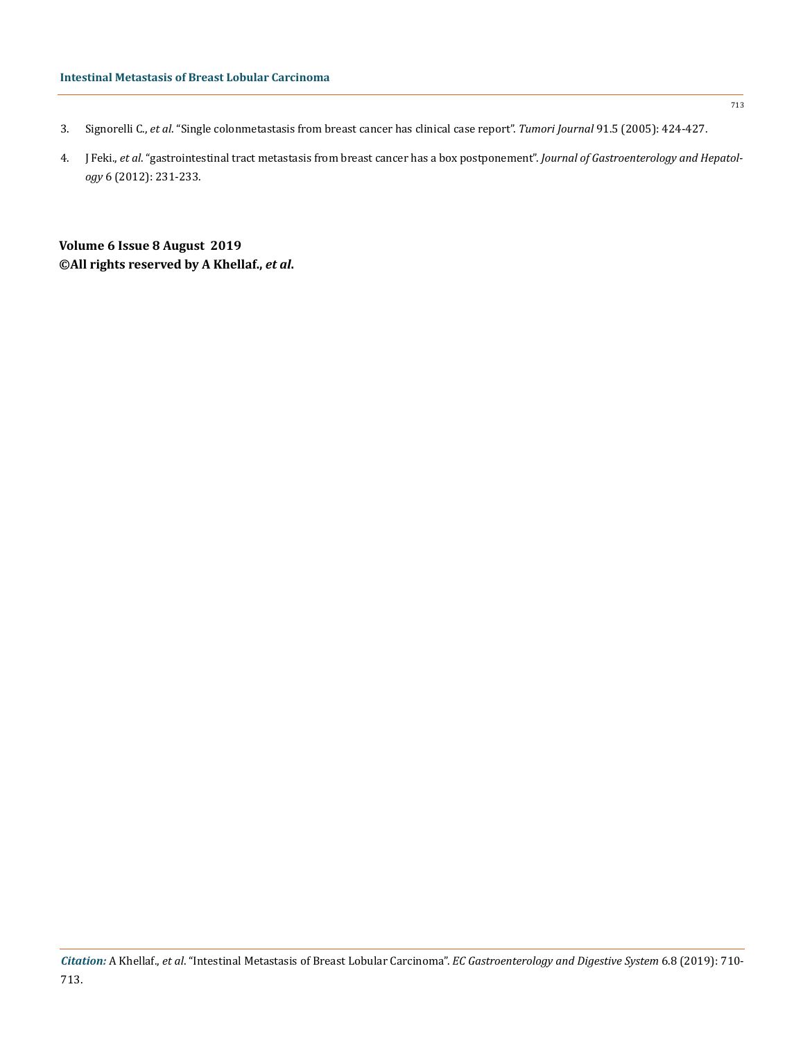3. Signorelli C., *et al*. "Single colonmetastasis from breast cancer has clinical case report". *Tumori Journal* 91.5 (2005): 424-427.

4. J Feki., *et al*. "gastrointestinal tract metastasis from breast cancer has a box postponement". *Journal of Gastroenterology and Hepatology* 6 (2012): 231-233.

**Volume 6 Issue 8 August 2019**
**©All rights reserved by A Khellaf., *et al*.**